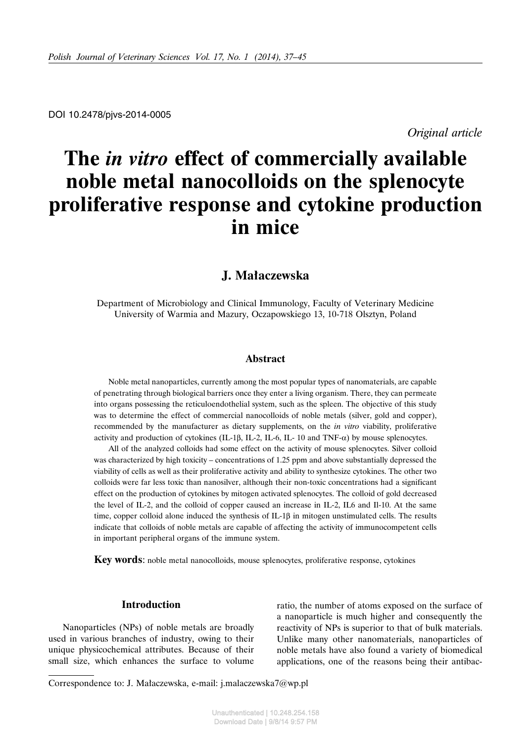DOI 10.2478/pjvs-2014-0005

*Original article*

# The *in vitro* effect of commercially available noble metal nanocolloids on the splenocyte proliferative response and cytokine production in mice

## J. Małaczewska

Department of Microbiology and Clinical Immunology, Faculty of Veterinary Medicine University of Warmia and Mazury, Oczapowskiego 13, 10-718 Olsztyn, Poland

### Abstract

Noble metal nanoparticles, currently among the most popular types of nanomaterials, are capable of penetrating through biological barriers once they enter a living organism. There, they can permeate into organs possessing the reticuloendothelial system, such as the spleen. The objective of this study was to determine the effect of commercial nanocolloids of noble metals (silver, gold and copper), recommended by the manufacturer as dietary supplements, on the *in vitro* viability, proliferative activity and production of cytokines (IL-1β, IL-2, IL-6, IL- 10 and TNF-α) by mouse splenocytes.

All of the analyzed colloids had some effect on the activity of mouse splenocytes. Silver colloid was characterized by high toxicity – concentrations of 1.25 ppm and above substantially depressed the viability of cells as well as their proliferative activity and ability to synthesize cytokines. The other two colloids were far less toxic than nanosilver, although their non-toxic concentrations had a significant effect on the production of cytokines by mitogen activated splenocytes. The colloid of gold decreased the level of IL-2, and the colloid of copper caused an increase in IL-2, IL6 and Il-10. At the same time, copper colloid alone induced the synthesis of IL-1β in mitogen unstimulated cells. The results indicate that colloids of noble metals are capable of affecting the activity of immunocompetent cells in important peripheral organs of the immune system.

**Key words**: noble metal nanocolloids, mouse splenocytes, proliferative response, cytokines

### Introduction

Nanoparticles (NPs) of noble metals are broadly used in various branches of industry, owing to their unique physicochemical attributes. Because of their small size, which enhances the surface to volume ratio, the number of atoms exposed on the surface of a nanoparticle is much higher and consequently the reactivity of NPs is superior to that of bulk materials. Unlike many other nanomaterials, nanoparticles of noble metals have also found a variety of biomedical applications, one of the reasons being their antibac-

Correspondence to: J. Małaczewska, e-mail: j.malaczewska7@wp.pl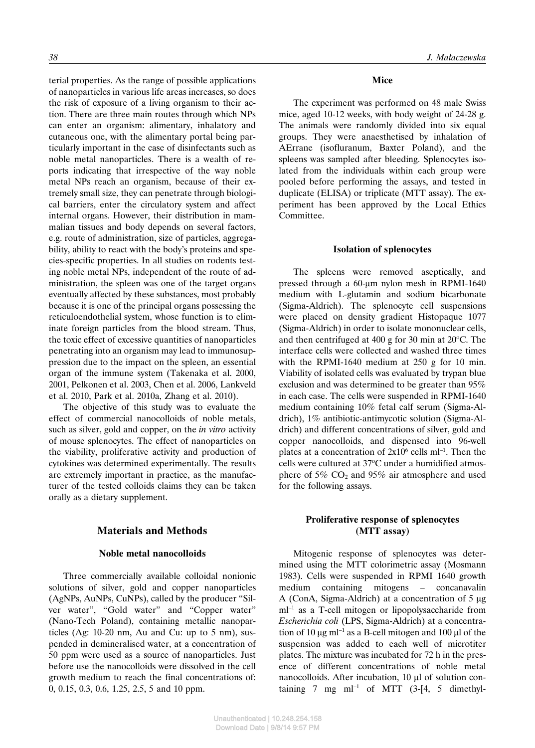terial properties. As the range of possible applications of nanoparticles in various life areas increases, so does the risk of exposure of a living organism to their action. There are three main routes through which NPs can enter an organism: alimentary, inhalatory and cutaneous one, with the alimentary portal being particularly important in the case of disinfectants such as noble metal nanoparticles. There is a wealth of reports indicating that irrespective of the way noble metal NPs reach an organism, because of their extremely small size, they can penetrate through biological barriers, enter the circulatory system and affect internal organs. However, their distribution in mammalian tissues and body depends on several factors, e.g. route of administration, size of particles, aggregability, ability to react with the body's proteins and species-specific properties. In all studies on rodents testing noble metal NPs, independent of the route of administration, the spleen was one of the target organs eventually affected by these substances, most probably because it is one of the principal organs possessing the reticuloendothelial system, whose function is to eliminate foreign particles from the blood stream. Thus, the toxic effect of excessive quantities of nanoparticles penetrating into an organism may lead to immunosuppression due to the impact on the spleen, an essential organ of the immune system (Takenaka et al. 2000, 2001, Pelkonen et al. 2003, Chen et al. 2006, Lankveld et al. 2010, Park et al. 2010a, Zhang et al. 2010).

The objective of this study was to evaluate the effect of commercial nanocolloids of noble metals, such as silver, gold and copper, on the *in vitro* activity of mouse splenocytes. The effect of nanoparticles on the viability, proliferative activity and production of cytokines was determined experimentally. The results are extremely important in practice, as the manufacturer of the tested colloids claims they can be taken orally as a dietary supplement.

## Materials and Methods

### Noble metal nanocolloids

Three commercially available colloidal nonionic solutions of silver, gold and copper nanoparticles (AgNPs, AuNPs, CuNPs), called by the producer "Silver water", "Gold water" and "Copper water" (Nano-Tech Poland), containing metallic nanoparticles (Ag: 10-20 nm, Au and Cu: up to 5 nm), suspended in demineralised water, at a concentration of 50 ppm were used as a source of nanoparticles. Just before use the nanocolloids were dissolved in the cell growth medium to reach the final concentrations of: 0, 0.15, 0.3, 0.6, 1.25, 2.5, 5 and 10 ppm.

### Mice

The experiment was performed on 48 male Swiss mice, aged 10-12 weeks, with body weight of 24-28 g. The animals were randomly divided into six equal groups. They were anaesthetised by inhalation of AErrane (isofluranum, Baxter Poland), and the spleens was sampled after bleeding. Splenocytes isolated from the individuals within each group were pooled before performing the assays, and tested in duplicate (ELISA) or triplicate (MTT assay). The experiment has been approved by the Local Ethics Committee.

### Isolation of splenocytes

The spleens were removed aseptically, and pressed through a 60-μm nylon mesh in RPMI-1640 medium with L-glutamin and sodium bicarbonate (Sigma-Aldrich). The splenocyte cell suspensions were placed on density gradient Histopaque 1077 (Sigma-Aldrich) in order to isolate mononuclear cells, and then centrifuged at 400 g for 30 min at 20°C. The interface cells were collected and washed three times with the RPMI-1640 medium at 250 g for 10 min. Viability of isolated cells was evaluated by trypan blue exclusion and was determined to be greater than 95% in each case. The cells were suspended in RPMI-1640 medium containing 10% fetal calf serum (Sigma-Aldrich), 1% antibiotic-antimycotic solution (Sigma-Aldrich) and different concentrations of silver, gold and copper nanocolloids, and dispensed into 96-well plates at a concentration of $2x10^6$ cells $ml^{-1}$. Then the cells were cultured at 37°C under a humidified atmosphere of 5% $CO_2$ and 95% air atmosphere and used for the following assays.

### Proliferative response of splenocytes (MTT assay)

Mitogenic response of splenocytes was determined using the MTT colorimetric assay (Mosmann 1983). Cells were suspended in RPMI 1640 growth medium containing mitogens – concanavalin A (ConA, Sigma-Aldrich) at a concentration of 5 μg $ml^{-1}$ as a T-cell mitogen or lipopolysaccharide from *Escherichia coli* (LPS, Sigma-Aldrich) at a concentration of 10 μg $ml^{-1}$ as a B-cell mitogen and 100 μl of the suspension was added to each well of microtiter plates. The mixture was incubated for 72 h in the presence of different concentrations of noble metal nanocolloids. After incubation, 10 μl of solution containing 7 mg $ml^{-1}$ of MTT (3-[4, 5 dimethyl-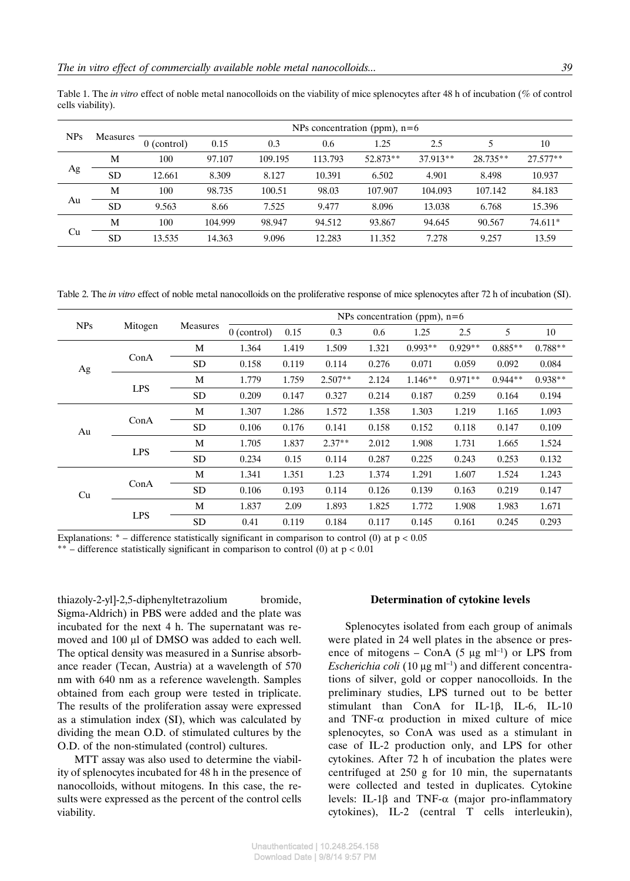Table 1. The *in vitro* effect of noble metal nanocolloids on the viability of mice splenocytes after 48 h of incubation (% of control cells viability).

| NPs | Measures | NPs concentration (ppm), n=6 | | | | | | | |
|---|---|---|---|---|---|---|---|---|---|
| | | 0 (control) | 0.15 | 0.3 | 0.6 | 1.25 | 2.5 | 5 | 10 |
| Ag | M | 100 | 97.107 | 109.195 | 113.793 | 52.873** | 37.913** | 28.735** | 27.577** |
| | SD | 12.661 | 8.309 | 8.127 | 10.391 | 6.502 | 4.901 | 8.498 | 10.937 |
| Au | M | 100 | 98.735 | 100.51 | 98.03 | 107.907 | 104.093 | 107.142 | 84.183 |
| | SD | 9.563 | 8.66 | 7.525 | 9.477 | 8.096 | 13.038 | 6.768 | 15.396 |
| Cu | M | 100 | 104.999 | 98.947 | 94.512 | 93.867 | 94.645 | 90.567 | 74.611* |
| | SD | 13.535 | 14.363 | 9.096 | 12.283 | 11.352 | 7.278 | 9.257 | 13.59 |

Table 2. The *in vitro* effect of noble metal nanocolloids on the proliferative response of mice splenocytes after 72 h of incubation (SI).

| NPs | Mitogen | Measures | NPs concentration (ppm), n=6 | | | | | | | |
|---|---|---|---|---|---|---|---|---|---|---|
| | | | 0 (control) | 0.15 | 0.3 | 0.6 | 1.25 | 2.5 | 5 | 10 |
| Ag | ConA | M | 1.364 | 1.419 | 1.509 | 1.321 | 0.993** | 0.929** | 0.885** | 0.788** |
| | | SD | 0.158 | 0.119 | 0.114 | 0.276 | 0.071 | 0.059 | 0.092 | 0.084 |
| | LPS | M | 1.779 | 1.759 | 2.507** | 2.124 | 1.146** | 0.971** | 0.944** | 0.938** |
| | | SD | 0.209 | 0.147 | 0.327 | 0.214 | 0.187 | 0.259 | 0.164 | 0.194 |
| Au | ConA | M | 1.307 | 1.286 | 1.572 | 1.358 | 1.303 | 1.219 | 1.165 | 1.093 |
| | | SD | 0.106 | 0.176 | 0.141 | 0.158 | 0.152 | 0.118 | 0.147 | 0.109 |
| | LPS | M | 1.705 | 1.837 | 2.37** | 2.012 | 1.908 | 1.731 | 1.665 | 1.524 |
| | | SD | 0.234 | 0.15 | 0.114 | 0.287 | 0.225 | 0.243 | 0.253 | 0.132 |
| Cu | ConA | M | 1.341 | 1.351 | 1.23 | 1.374 | 1.291 | 1.607 | 1.524 | 1.243 |
| | | SD | 0.106 | 0.193 | 0.114 | 0.126 | 0.139 | 0.163 | 0.219 | 0.147 |
| | LPS | M | 1.837 | 2.09 | 1.893 | 1.825 | 1.772 | 1.908 | 1.983 | 1.671 |
| | | SD | 0.41 | 0.119 | 0.184 | 0.117 | 0.145 | 0.161 | 0.245 | 0.293 |

Explanations: * – difference statistically significant in comparison to control (0) at $p < 0.05$

** – difference statistically significant in comparison to control (0) at $p < 0.01$

thiazoly-2-yl]-2,5-diphenyltetrazolium bromide, Sigma-Aldrich) in PBS were added and the plate was incubated for the next 4 h. The supernatant was removed and 100 µl of DMSO was added to each well. The optical density was measured in a Sunrise absorbance reader (Tecan, Austria) at a wavelength of 570 nm with 640 nm as a reference wavelength. Samples obtained from each group were tested in triplicate. The results of the proliferation assay were expressed as a stimulation index (SI), which was calculated by dividing the mean O.D. of stimulated cultures by the O.D. of the non-stimulated (control) cultures.

MTT assay was also used to determine the viability of splenocytes incubated for 48 h in the presence of nanocolloids, without mitogens. In this case, the results were expressed as the percent of the control cells viability.

### Determination of cytokine levels

Splenocytes isolated from each group of animals were plated in 24 well plates in the absence or presence of mitogens – ConA (5 µg $ml^{-1}$) or LPS from *Escherichia coli* (10 µg $ml^{-1}$) and different concentrations of silver, gold or copper nanocolloids. In the preliminary studies, LPS turned out to be better stimulant than ConA for IL-1β, IL-6, IL-10 and TNF-α production in mixed culture of mice splenocytes, so ConA was used as a stimulant in case of IL-2 production only, and LPS for other cytokines. After 72 h of incubation the plates were centrifuged at 250 g for 10 min, the supernatants were collected and tested in duplicates. Cytokine levels: IL-1β and TNF-α (major pro-inflammatory cytokines), IL-2 (central T cells interleukin),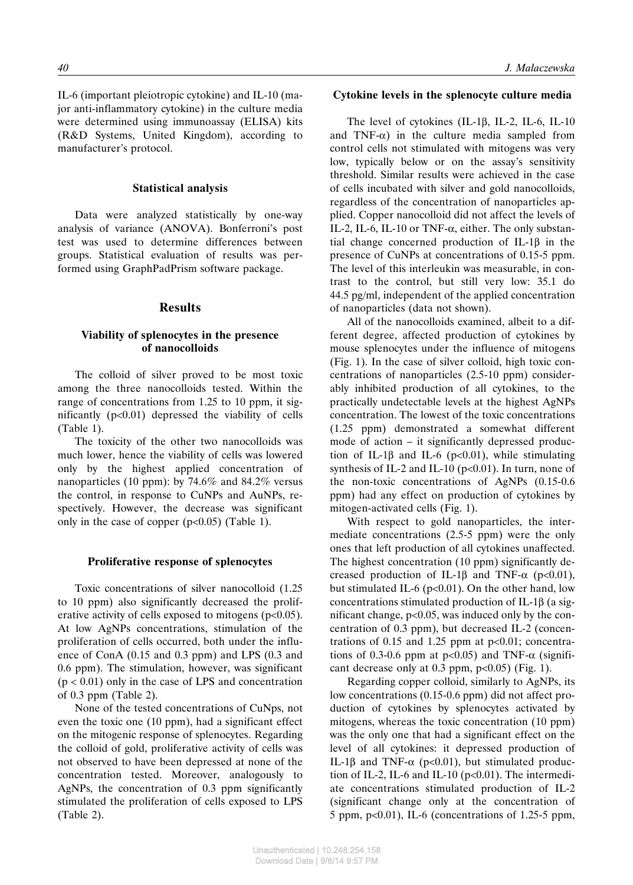IL-6 (important pleiotropic cytokine) and IL-10 (major anti-inflammatory cytokine) in the culture media were determined using immunoassay (ELISA) kits (R&D Systems, United Kingdom), according to manufacturer's protocol.

### Statistical analysis

Data were analyzed statistically by one-way analysis of variance (ANOVA). Bonferroni's post test was used to determine differences between groups. Statistical evaluation of results was performed using GraphPadPrism software package.

## Results

### Viability of splenocytes in the presence of nanocolloids

The colloid of silver proved to be most toxic among the three nanocolloids tested. Within the range of concentrations from 1.25 to 10 ppm, it significantly ($p<0.01$) depressed the viability of cells (Table 1).

The toxicity of the other two nanocolloids was much lower, hence the viability of cells was lowered only by the highest applied concentration of nanoparticles (10 ppm): by 74.6% and 84.2% versus the control, in response to CuNPs and AuNPs, respectively. However, the decrease was significant only in the case of copper ($p<0.05$) (Table 1).

### Proliferative response of splenocytes

Toxic concentrations of silver nanocolloid (1.25 to 10 ppm) also significantly decreased the proliferative activity of cells exposed to mitogens ($p<0.05$). At low AgNPs concentrations, stimulation of the proliferation of cells occurred, both under the influence of ConA (0.15 and 0.3 ppm) and LPS (0.3 and 0.6 ppm). The stimulation, however, was significant ($p < 0.01$) only in the case of LPS and concentration of 0.3 ppm (Table 2).

None of the tested concentrations of CuNps, not even the toxic one (10 ppm), had a significant effect on the mitogenic response of splenocytes. Regarding the colloid of gold, proliferative activity of cells was not observed to have been depressed at none of the concentration tested. Moreover, analogously to AgNPs, the concentration of 0.3 ppm significantly stimulated the proliferation of cells exposed to LPS (Table 2).

### Cytokine levels in the splenocyte culture media

The level of cytokines (IL-1β, IL-2, IL-6, IL-10 and TNF-α) in the culture media sampled from control cells not stimulated with mitogens was very low, typically below or on the assay's sensitivity threshold. Similar results were achieved in the case of cells incubated with silver and gold nanocolloids, regardless of the concentration of nanoparticles applied. Copper nanocolloid did not affect the levels of IL-2, IL-6, IL-10 or TNF-α, either. The only substantial change concerned production of IL-1β in the presence of CuNPs at concentrations of 0.15-5 ppm. The level of this interleukin was measurable, in contrast to the control, but still very low: 35.1 do 44.5 pg/ml, independent of the applied concentration of nanoparticles (data not shown).

All of the nanocolloids examined, albeit to a different degree, affected production of cytokines by mouse splenocytes under the influence of mitogens (Fig. 1). In the case of silver colloid, high toxic concentrations of nanoparticles (2.5-10 ppm) considerably inhibited production of all cytokines, to the practically undetectable levels at the highest AgNPs concentration. The lowest of the toxic concentrations (1.25 ppm) demonstrated a somewhat different mode of action – it significantly depressed production of IL-1β and IL-6 ($p<0.01$), while stimulating synthesis of IL-2 and IL-10 ($p<0.01$). In turn, none of the non-toxic concentrations of AgNPs (0.15-0.6 ppm) had any effect on production of cytokines by mitogen-activated cells (Fig. 1).

With respect to gold nanoparticles, the intermediate concentrations (2.5-5 ppm) were the only ones that left production of all cytokines unaffected. The highest concentration (10 ppm) significantly decreased production of IL-1β and TNF-α ($p<0.01$), but stimulated IL-6 ($p<0.01$). On the other hand, low concentrations stimulated production of IL-1β (a significant change, $p<0.05$, was induced only by the concentration of 0.3 ppm), but decreased IL-2 (concentrations of 0.15 and 1.25 ppm at $p<0.01$; concentrations of 0.3-0.6 ppm at $p<0.05$) and TNF-α (significant decrease only at 0.3 ppm, $p<0.05$) (Fig. 1).

Regarding copper colloid, similarly to AgNPs, its low concentrations (0.15-0.6 ppm) did not affect production of cytokines by splenocytes activated by mitogens, whereas the toxic concentration (10 ppm) was the only one that had a significant effect on the level of all cytokines: it depressed production of IL-1β and TNF-α ($p<0.01$), but stimulated production of IL-2, IL-6 and IL-10 ($p<0.01$). The intermediate concentrations stimulated production of IL-2 (significant change only at the concentration of 5 ppm, $p<0.01$), IL-6 (concentrations of 1.25-5 ppm,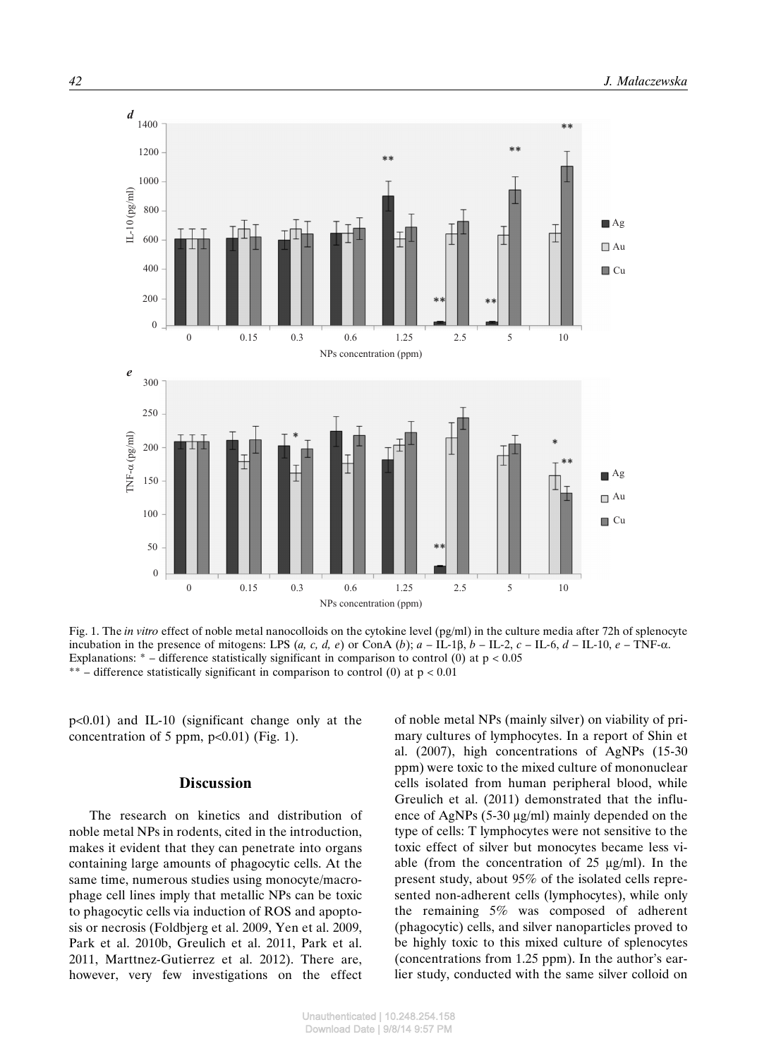Fig. 1. The *in vitro* effect of noble metal nanocolloids on the cytokine level (pg/ml) in the culture media after 72h of splenocyte incubation in the presence of mitogens: LPS (*a, c, d, e*) or ConA (*b*); *a* – IL-1β, *b* – IL-2, *c* – IL-6, *d* – IL-10, *e* – TNF-α.
Explanations: * – difference statistically significant in comparison to control (0) at $p < 0.05$
** – difference statistically significant in comparison to control (0) at $p < 0.01$

p<0.01) and IL-10 (significant change only at the concentration of 5 ppm, p<0.01) (Fig. 1).

## Discussion

The research on kinetics and distribution of noble metal NPs in rodents, cited in the introduction, makes it evident that they can penetrate into organs containing large amounts of phagocytic cells. At the same time, numerous studies using monocyte/macrophage cell lines imply that metallic NPs can be toxic to phagocytic cells via induction of ROS and apoptosis or necrosis (Foldbjerg et al. 2009, Yen et al. 2009, Park et al. 2010b, Greulich et al. 2011, Park et al. 2011, Marttnez-Gutierrez et al. 2012). There are, however, very few investigations on the effect of noble metal NPs (mainly silver) on viability of primary cultures of lymphocytes. In a report of Shin et al. (2007), high concentrations of AgNPs (15-30 ppm) were toxic to the mixed culture of mononuclear cells isolated from human peripheral blood, while Greulich et al. (2011) demonstrated that the influence of AgNPs (5-30 μg/ml) mainly depended on the type of cells: T lymphocytes were not sensitive to the toxic effect of silver but monocytes became less viable (from the concentration of 25 μg/ml). In the present study, about 95% of the isolated cells represented non-adherent cells (lymphocytes), while only the remaining 5% was composed of adherent (phagocytic) cells, and silver nanoparticles proved to be highly toxic to this mixed culture of splenocytes (concentrations from 1.25 ppm). In the author's earlier study, conducted with the same silver colloid on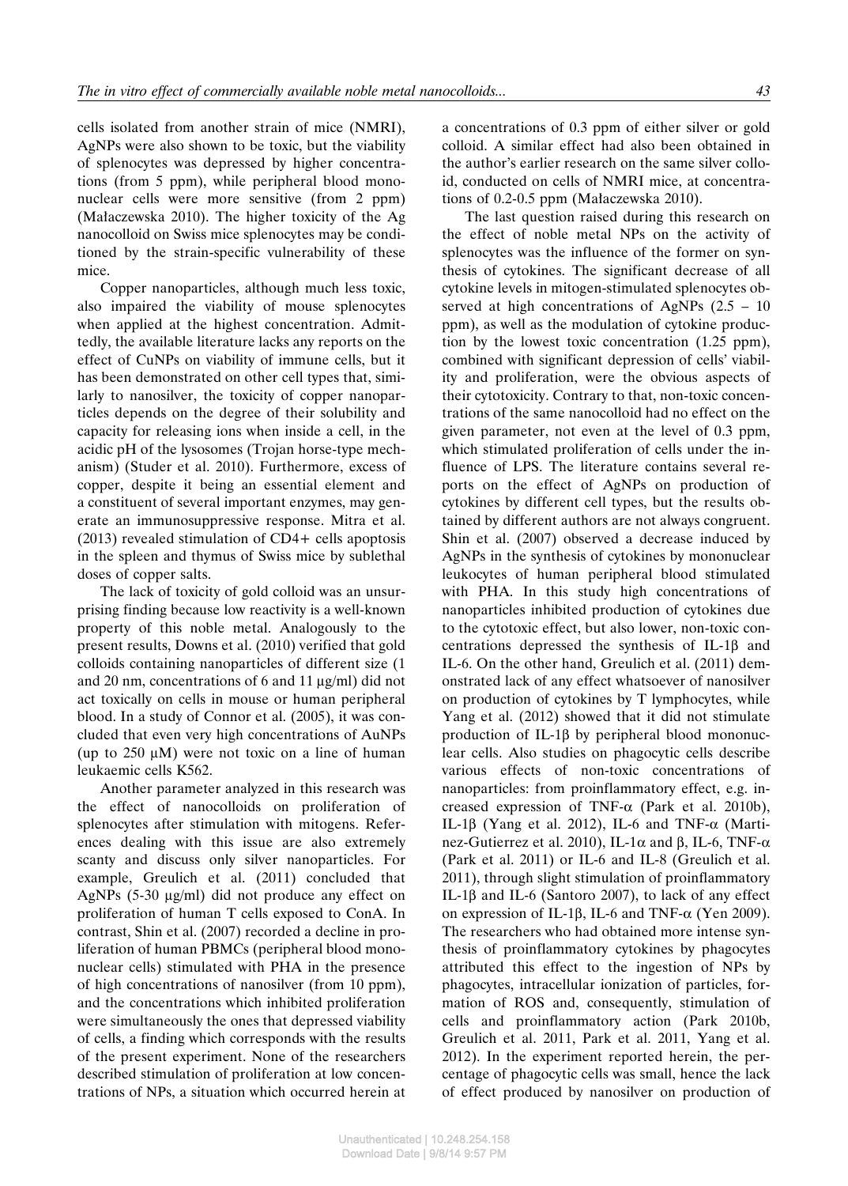cells isolated from another strain of mice (NMRI), AgNPs were also shown to be toxic, but the viability of splenocytes was depressed by higher concentrations (from 5 ppm), while peripheral blood mononuclear cells were more sensitive (from 2 ppm) (Małaczewska 2010). The higher toxicity of the Ag nanocolloid on Swiss mice splenocytes may be conditioned by the strain-specific vulnerability of these mice.

Copper nanoparticles, although much less toxic, also impaired the viability of mouse splenocytes when applied at the highest concentration. Admittedly, the available literature lacks any reports on the effect of CuNPs on viability of immune cells, but it has been demonstrated on other cell types that, similarly to nanosilver, the toxicity of copper nanoparticles depends on the degree of their solubility and capacity for releasing ions when inside a cell, in the acidic pH of the lysosomes (Trojan horse-type mechanism) (Studer et al. 2010). Furthermore, excess of copper, despite it being an essential element and a constituent of several important enzymes, may generate an immunosuppressive response. Mitra et al. (2013) revealed stimulation of CD4+ cells apoptosis in the spleen and thymus of Swiss mice by sublethal doses of copper salts.

The lack of toxicity of gold colloid was an unsurprising finding because low reactivity is a well-known property of this noble metal. Analogously to the present results, Downs et al. (2010) verified that gold colloids containing nanoparticles of different size (1 and 20 nm, concentrations of 6 and 11 μg/ml) did not act toxically on cells in mouse or human peripheral blood. In a study of Connor et al. (2005), it was concluded that even very high concentrations of AuNPs (up to 250 μM) were not toxic on a line of human leukaemic cells K562.

Another parameter analyzed in this research was the effect of nanocolloids on proliferation of splenocytes after stimulation with mitogens. References dealing with this issue are also extremely scanty and discuss only silver nanoparticles. For example, Greulich et al. (2011) concluded that AgNPs (5-30 μg/ml) did not produce any effect on proliferation of human T cells exposed to ConA. In contrast, Shin et al. (2007) recorded a decline in proliferation of human PBMCs (peripheral blood mononuclear cells) stimulated with PHA in the presence of high concentrations of nanosilver (from 10 ppm), and the concentrations which inhibited proliferation were simultaneously the ones that depressed viability of cells, a finding which corresponds with the results of the present experiment. None of the researchers described stimulation of proliferation at low concentrations of NPs, a situation which occurred herein at a concentrations of 0.3 ppm of either silver or gold colloid. A similar effect had also been obtained in the author's earlier research on the same silver colloid, conducted on cells of NMRI mice, at concentrations of 0.2-0.5 ppm (Małaczewska 2010).

The last question raised during this research on the effect of noble metal NPs on the activity of splenocytes was the influence of the former on synthesis of cytokines. The significant decrease of all cytokine levels in mitogen-stimulated splenocytes observed at high concentrations of AgNPs (2.5 – 10 ppm), as well as the modulation of cytokine production by the lowest toxic concentration (1.25 ppm), combined with significant depression of cells' viability and proliferation, were the obvious aspects of their cytotoxicity. Contrary to that, non-toxic concentrations of the same nanocolloid had no effect on the given parameter, not even at the level of 0.3 ppm, which stimulated proliferation of cells under the influence of LPS. The literature contains several reports on the effect of AgNPs on production of cytokines by different cell types, but the results obtained by different authors are not always congruent. Shin et al. (2007) observed a decrease induced by AgNPs in the synthesis of cytokines by mononuclear leukocytes of human peripheral blood stimulated with PHA. In this study high concentrations of nanoparticles inhibited production of cytokines due to the cytotoxic effect, but also lower, non-toxic concentrations depressed the synthesis of IL-1β and IL-6. On the other hand, Greulich et al. (2011) demonstrated lack of any effect whatsoever of nanosilver on production of cytokines by T lymphocytes, while Yang et al. (2012) showed that it did not stimulate production of IL-1β by peripheral blood mononuclear cells. Also studies on phagocytic cells describe various effects of non-toxic concentrations of nanoparticles: from proinflammatory effect, e.g. increased expression of TNF-α (Park et al. 2010b), IL-1β (Yang et al. 2012), IL-6 and TNF-α (Martinez-Gutierrez et al. 2010), IL-1α and β, IL-6, TNF-α (Park et al. 2011) or IL-6 and IL-8 (Greulich et al. 2011), through slight stimulation of proinflammatory IL-1β and IL-6 (Santoro 2007), to lack of any effect on expression of IL-1β, IL-6 and TNF-α (Yen 2009). The researchers who had obtained more intense synthesis of proinflammatory cytokines by phagocytes attributed this effect to the ingestion of NPs by phagocytes, intracellular ionization of particles, formation of ROS and, consequently, stimulation of cells and proinflammatory action (Park 2010b, Greulich et al. 2011, Park et al. 2011, Yang et al. 2012). In the experiment reported herein, the percentage of phagocytic cells was small, hence the lack of effect produced by nanosilver on production of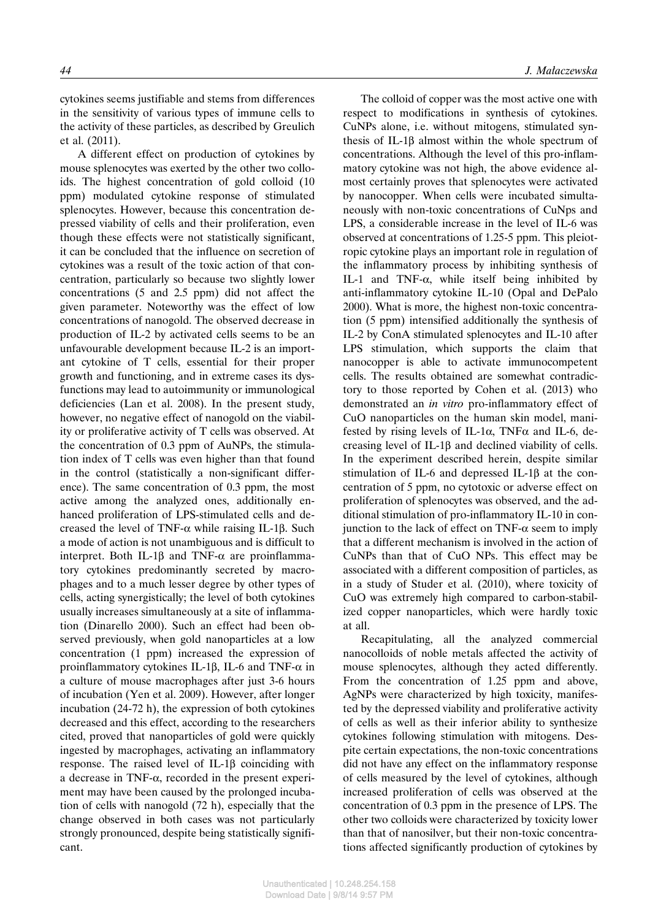cytokines seems justifiable and stems from differences in the sensitivity of various types of immune cells to the activity of these particles, as described by Greulich et al. (2011).

A different effect on production of cytokines by mouse splenocytes was exerted by the other two colloids. The highest concentration of gold colloid (10 ppm) modulated cytokine response of stimulated splenocytes. However, because this concentration depressed viability of cells and their proliferation, even though these effects were not statistically significant, it can be concluded that the influence on secretion of cytokines was a result of the toxic action of that concentration, particularly so because two slightly lower concentrations (5 and 2.5 ppm) did not affect the given parameter. Noteworthy was the effect of low concentrations of nanogold. The observed decrease in production of IL-2 by activated cells seems to be an unfavourable development because IL-2 is an important cytokine of T cells, essential for their proper growth and functioning, and in extreme cases its dysfunctions may lead to autoimmunity or immunological deficiencies (Lan et al. 2008). In the present study, however, no negative effect of nanogold on the viability or proliferative activity of T cells was observed. At the concentration of 0.3 ppm of AuNPs, the stimulation index of T cells was even higher than that found in the control (statistically a non-significant difference). The same concentration of 0.3 ppm, the most active among the analyzed ones, additionally enhanced proliferation of LPS-stimulated cells and decreased the level of TNF-α while raising IL-1β. Such a mode of action is not unambiguous and is difficult to interpret. Both IL-1β and TNF-α are proinflammatory cytokines predominantly secreted by macrophages and to a much lesser degree by other types of cells, acting synergistically; the level of both cytokines usually increases simultaneously at a site of inflammation (Dinarello 2000). Such an effect had been observed previously, when gold nanoparticles at a low concentration (1 ppm) increased the expression of proinflammatory cytokines IL-1β, IL-6 and TNF-α in a culture of mouse macrophages after just 3-6 hours of incubation (Yen et al. 2009). However, after longer incubation (24-72 h), the expression of both cytokines decreased and this effect, according to the researchers cited, proved that nanoparticles of gold were quickly ingested by macrophages, activating an inflammatory response. The raised level of IL-1β coinciding with a decrease in TNF-α, recorded in the present experiment may have been caused by the prolonged incubation of cells with nanogold (72 h), especially that the change observed in both cases was not particularly strongly pronounced, despite being statistically significant.

The colloid of copper was the most active one with respect to modifications in synthesis of cytokines. CuNPs alone, i.e. without mitogens, stimulated synthesis of IL-1β almost within the whole spectrum of concentrations. Although the level of this pro-inflammatory cytokine was not high, the above evidence almost certainly proves that splenocytes were activated by nanocopper. When cells were incubated simultaneously with non-toxic concentrations of CuNps and LPS, a considerable increase in the level of IL-6 was observed at concentrations of 1.25-5 ppm. This pleiotropic cytokine plays an important role in regulation of the inflammatory process by inhibiting synthesis of IL-1 and TNF-α, while itself being inhibited by anti-inflammatory cytokine IL-10 (Opal and DePalo 2000). What is more, the highest non-toxic concentration (5 ppm) intensified additionally the synthesis of IL-2 by ConA stimulated splenocytes and IL-10 after LPS stimulation, which supports the claim that nanocopper is able to activate immunocompetent cells. The results obtained are somewhat contradictory to those reported by Cohen et al. (2013) who demonstrated an *in vitro* pro-inflammatory effect of CuO nanoparticles on the human skin model, manifested by rising levels of IL-1α, TNFα and IL-6, decreasing level of IL-1β and declined viability of cells. In the experiment described herein, despite similar stimulation of IL-6 and depressed IL-1β at the concentration of 5 ppm, no cytotoxic or adverse effect on proliferation of splenocytes was observed, and the additional stimulation of pro-inflammatory IL-10 in conjunction to the lack of effect on TNF-α seem to imply that a different mechanism is involved in the action of CuNPs than that of CuO NPs. This effect may be associated with a different composition of particles, as in a study of Studer et al. (2010), where toxicity of CuO was extremely high compared to carbon-stabilized copper nanoparticles, which were hardly toxic at all.

Recapitulating, all the analyzed commercial nanocolloids of noble metals affected the activity of mouse splenocytes, although they acted differently. From the concentration of 1.25 ppm and above, AgNPs were characterized by high toxicity, manifested by the depressed viability and proliferative activity of cells as well as their inferior ability to synthesize cytokines following stimulation with mitogens. Despite certain expectations, the non-toxic concentrations did not have any effect on the inflammatory response of cells measured by the level of cytokines, although increased proliferation of cells was observed at the concentration of 0.3 ppm in the presence of LPS. The other two colloids were characterized by toxicity lower than that of nanosilver, but their non-toxic concentrations affected significantly production of cytokines by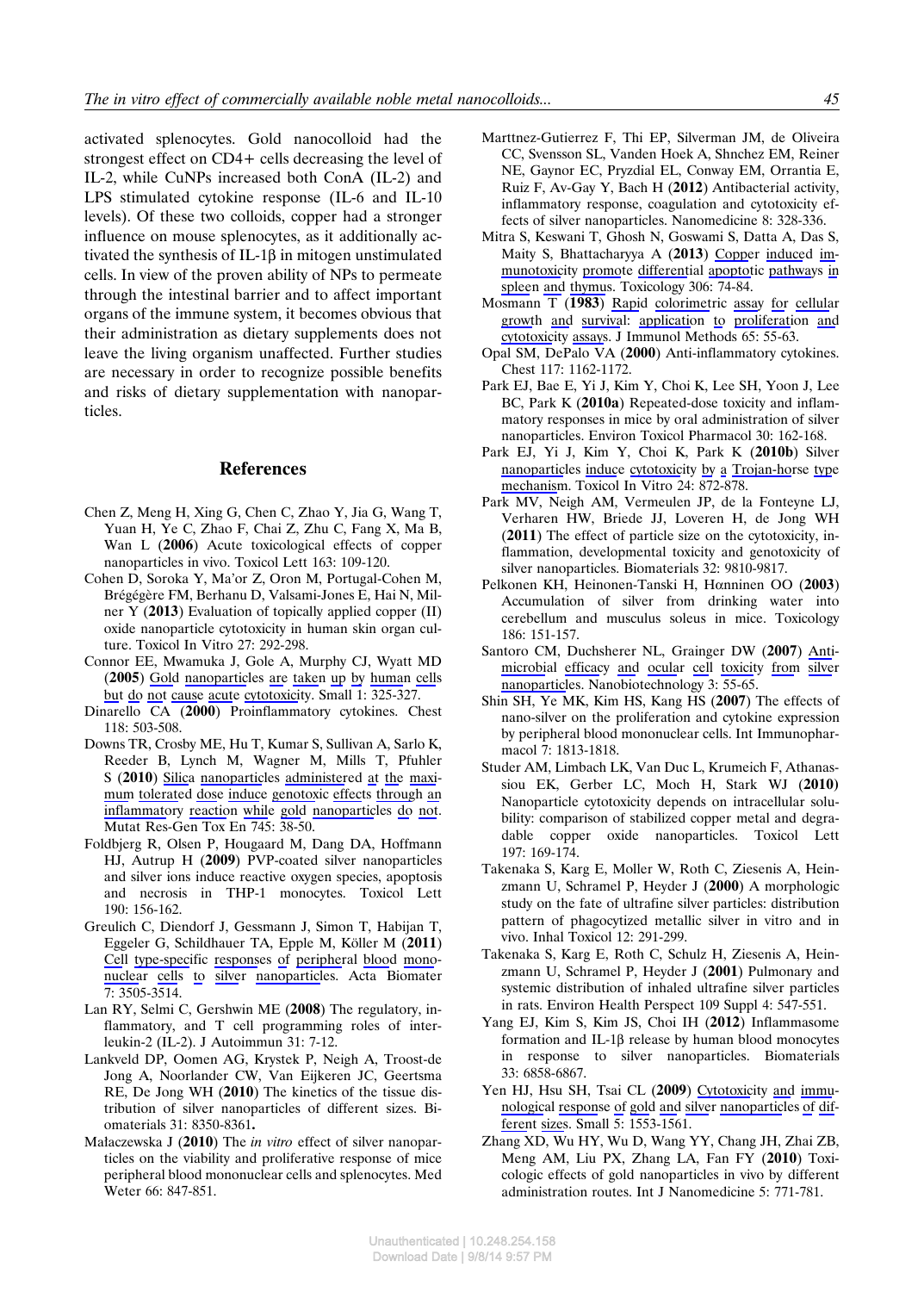activated splenocytes. Gold nanocolloid had the strongest effect on CD4+ cells decreasing the level of IL-2, while CuNPs increased both ConA (IL-2) and LPS stimulated cytokine response (IL-6 and IL-10 levels). Of these two colloids, copper had a stronger influence on mouse splenocytes, as it additionally activated the synthesis of IL-1β in mitogen unstimulated cells. In view of the proven ability of NPs to permeate through the intestinal barrier and to affect important organs of the immune system, it becomes obvious that their administration as dietary supplements does not leave the living organism unaffected. Further studies are necessary in order to recognize possible benefits and risks of dietary supplementation with nanoparticles.

## References

Chen Z, Meng H, Xing G, Chen C, Zhao Y, Jia G, Wang T, Yuan H, Ye C, Zhao F, Chai Z, Zhu C, Fang X, Ma B, Wan L (**2006**) Acute toxicological effects of copper nanoparticles in vivo. Toxicol Lett 163: 109-120.

Cohen D, Soroka Y, Ma'or Z, Oron M, Portugal-Cohen M, Brégégère FM, Berhanu D, Valsami-Jones E, Hai N, Milner Y (**2013**) Evaluation of topically applied copper (II) oxide nanoparticle cytotoxicity in human skin organ culture. Toxicol In Vitro 27: 292-298.

Connor EE, Mwamuka J, Gole A, Murphy CJ, Wyatt MD (**2005**) Gold nanoparticles are taken up by human cells but do not cause acute cytotoxicity. Small 1: 325-327.

Dinarello CA (**2000**) Proinflammatory cytokines. Chest 118: 503-508.

Downs TR, Crosby ME, Hu T, Kumar S, Sullivan A, Sarlo K, Reeder B, Lynch M, Wagner M, Mills T, Pfuhler S (**2010**) Silica nanoparticles administered at the maximum tolerated dose induce genotoxic effects through an inflammatory reaction while gold nanoparticles do not. Mutat Res-Gen Tox En 745: 38-50.

Foldbjerg R, Olsen P, Hougaard M, Dang DA, Hoffmann HJ, Autrup H (**2009**) PVP-coated silver nanoparticles and silver ions induce reactive oxygen species, apoptosis and necrosis in THP-1 monocytes. Toxicol Lett 190: 156-162.

Greulich C, Diendorf J, Gessmann J, Simon T, Habijan T, Eggeler G, Schildhauer TA, Epple M, Köller M (**2011**) Cell type-specific responses of peripheral blood mononuclear cells to silver nanoparticles. Acta Biomater 7: 3505-3514.

Lan RY, Selmi C, Gershwin ME (**2008**) The regulatory, inflammatory, and T cell programming roles of interleukin-2 (IL-2). J Autoimmun 31: 7-12.

Lankveld DP, Oomen AG, Krystek P, Neigh A, Troost-de Jong A, Noorlander CW, Van Eijkeren JC, Geertsma RE, De Jong WH (**2010**) The kinetics of the tissue distribution of silver nanoparticles of different sizes. Biomaterials 31: 8350-8361**.**

Małaczewska J (**2010**) The *in vitro* effect of silver nanoparticles on the viability and proliferative response of mice peripheral blood mononuclear cells and splenocytes. Med Weter 66: 847-851.

Marttnez-Gutierrez F, Thi EP, Silverman JM, de Oliveira CC, Svensson SL, Vanden Hoek A, Shnchez EM, Reiner NE, Gaynor EC, Pryzdial EL, Conway EM, Orrantia E, Ruiz F, Av-Gay Y, Bach H (**2012**) Antibacterial activity, inflammatory response, coagulation and cytotoxicity effects of silver nanoparticles. Nanomedicine 8: 328-336.

Mitra S, Keswani T, Ghosh N, Goswami S, Datta A, Das S, Maity S, Bhattacharyya A (**2013**) Copper induced immunotoxicity promote differential apoptotic pathways in spleen and thymus. Toxicology 306: 74-84.

Mosmann T (**1983**) Rapid colorimetric assay for cellular growth and survival: application to proliferation and cytotoxicity assays. J Immunol Methods 65: 55-63.

Opal SM, DePalo VA (**2000**) Anti-inflammatory cytokines. Chest 117: 1162-1172.

Park EJ, Bae E, Yi J, Kim Y, Choi K, Lee SH, Yoon J, Lee BC, Park K (**2010a**) Repeated-dose toxicity and inflammatory responses in mice by oral administration of silver nanoparticles. Environ Toxicol Pharmacol 30: 162-168.

Park EJ, Yi J, Kim Y, Choi K, Park K (**2010b**) Silver nanoparticles induce cytotoxicity by a Trojan-horse type mechanism. Toxicol In Vitro 24: 872-878.

Park MV, Neigh AM, Vermeulen JP, de la Fonteyne LJ, Verharen HW, Briede JJ, Loveren H, de Jong WH (**2011**) The effect of particle size on the cytotoxicity, inflammation, developmental toxicity and genotoxicity of silver nanoparticles. Biomaterials 32: 9810-9817.

Pelkonen KH, Heinonen-Tanski H, Hαnninen OO (**2003**) Accumulation of silver from drinking water into cerebellum and musculus soleus in mice. Toxicology 186: 151-157.

Santoro CM, Duchsherer NL, Grainger DW (**2007**) Antimicrobial efficacy and ocular cell toxicity from silver nanoparticles. Nanobiotechnology 3: 55-65.

Shin SH, Ye MK, Kim HS, Kang HS (**2007**) The effects of nano-silver on the proliferation and cytokine expression by peripheral blood mononuclear cells. Int Immunopharmacol 7: 1813-1818.

Studer AM, Limbach LK, Van Duc L, Krumeich F, Athanassiou EK, Gerber LC, Moch H, Stark WJ (**2010**) Nanoparticle cytotoxicity depends on intracellular solubility: comparison of stabilized copper metal and degradable copper oxide nanoparticles. Toxicol Lett 197: 169-174.

Takenaka S, Karg E, Moller W, Roth C, Ziesenis A, Heinzmann U, Schramel P, Heyder J (**2000**) A morphologic study on the fate of ultrafine silver particles: distribution pattern of phagocytized metallic silver in vitro and in vivo. Inhal Toxicol 12: 291-299.

Takenaka S, Karg E, Roth C, Schulz H, Ziesenis A, Heinzmann U, Schramel P, Heyder J (**2001**) Pulmonary and systemic distribution of inhaled ultrafine silver particles in rats. Environ Health Perspect 109 Suppl 4: 547-551.

Yang EJ, Kim S, Kim JS, Choi IH (**2012**) Inflammasome formation and IL-1β release by human blood monocytes in response to silver nanoparticles. Biomaterials 33: 6858-6867.

Yen HJ, Hsu SH, Tsai CL (**2009**) Cytotoxicity and immunological response of gold and silver nanoparticles of different sizes. Small 5: 1553-1561.

Zhang XD, Wu HY, Wu D, Wang YY, Chang JH, Zhai ZB, Meng AM, Liu PX, Zhang LA, Fan FY (**2010**) Toxicologic effects of gold nanoparticles in vivo by different administration routes. Int J Nanomedicine 5: 771-781.